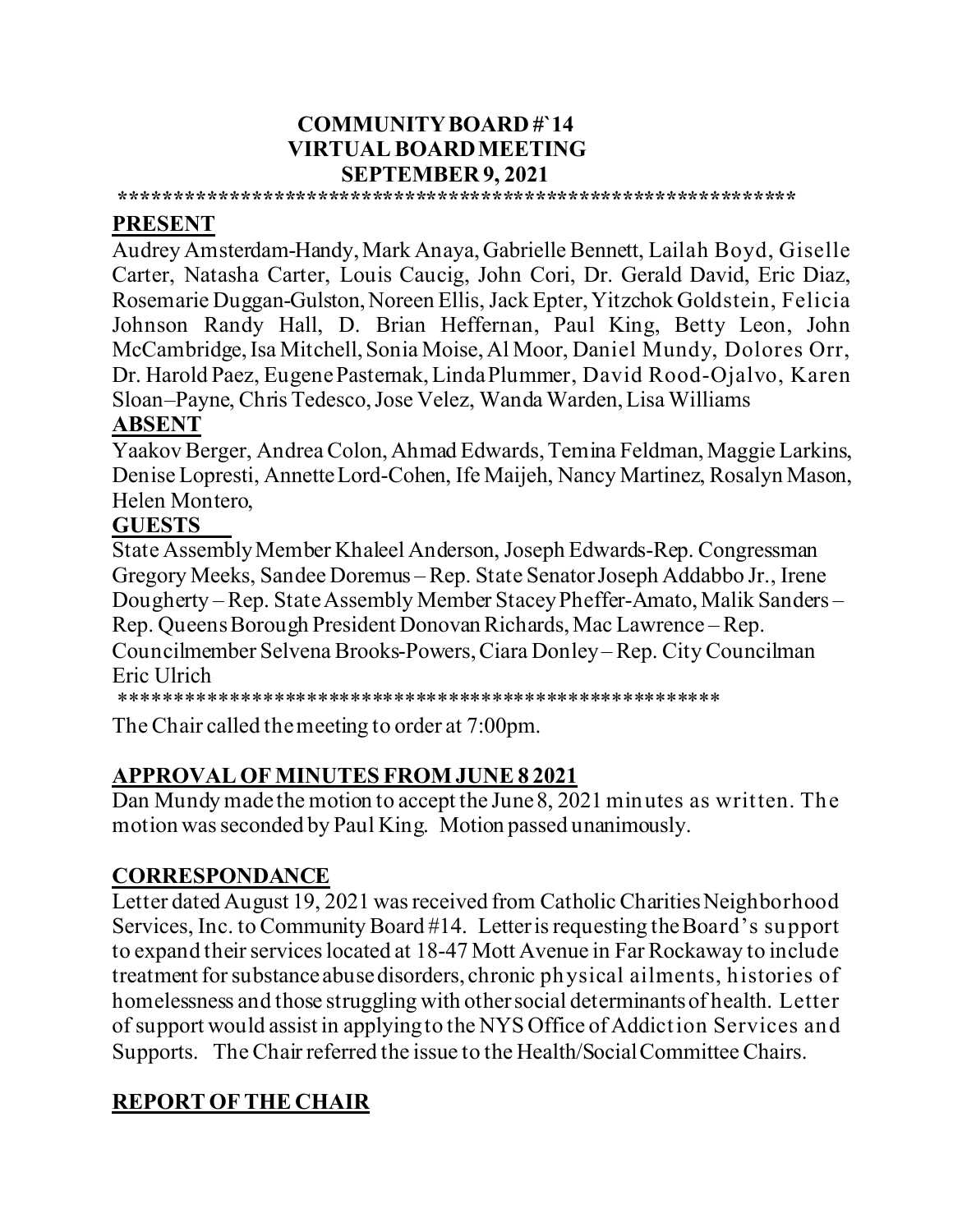**COMMUNITY BOARD #`14**
**VIRTUAL BOARD MEETING**
**SEPTEMBER 9, 2021**

**\*\*\*\*\*\*\*\*\*\*\*\*\*\*\*\*\*\*\*\*\*\*\*\*\*\*\*\*\*\*\*\*\*\*\*\*\*\*\*\*\*\*\*\*\*\*\*\*\*\*\*\*\*\*\*\*\*\*\*\*\*\*\*\***

## PRESENT

Audrey Amsterdam-Handy, Mark Anaya, Gabrielle Bennett, Lailah Boyd, Giselle Carter, Natasha Carter, Louis Caucig, John Cori, Dr. Gerald David, Eric Diaz, Rosemarie Duggan-Gulston, Noreen Ellis, Jack Epter, Yitzchok Goldstein, Felicia Johnson Randy Hall, D. Brian Heffernan, Paul King, Betty Leon, John McCambridge, Isa Mitchell, Sonia Moise, Al Moor, Daniel Mundy, Dolores Orr, Dr. Harold Paez, Eugene Pasternak, Linda Plummer, David Rood-Ojalvo, Karen Sloan–Payne, Chris Tedesco, Jose Velez, Wanda Warden, Lisa Williams

## ABSENT

Yaakov Berger, Andrea Colon, Ahmad Edwards, Temina Feldman, Maggie Larkins, Denise Lopresti, Annette Lord-Cohen, Ife Maijeh, Nancy Martinez, Rosalyn Mason, Helen Montero,

## GUESTS

State Assembly Member Khaleel Anderson, Joseph Edwards-Rep. Congressman Gregory Meeks, Sandee Doremus – Rep. State Senator Joseph Addabbo Jr., Irene Dougherty – Rep. State Assembly Member Stacey Pheffer-Amato, Malik Sanders – Rep. Queens Borough President Donovan Richards, Mac Lawrence – Rep. Councilmember Selvena Brooks-Powers, Ciara Donley – Rep. City Councilman Eric Ulrich

\*\*\*\*\*\*\*\*\*\*\*\*\*\*\*\*\*\*\*\*\*\*\*\*\*\*\*\*\*\*\*\*\*\*\*\*\*\*\*\*\*\*\*\*\*\*\*\*\*\*\*\*\*\*\*\*

The Chair called the meeting to order at 7:00pm.

## APPROVAL OF MINUTES FROM JUNE 8 2021

Dan Mundy made the motion to accept the June 8, 2021 minutes as written. The motion was seconded by Paul King. Motion passed unanimously.

## CORRESPONDANCE

Letter dated August 19, 2021 was received from Catholic Charities Neighborhood Services, Inc. to Community Board #14. Letter is requesting the Board's support to expand their services located at 18-47 Mott Avenue in Far Rockaway to include treatment for substance abuse disorders, chronic physical ailments, histories of homelessness and those struggling with other social determinants of health. Letter of support would assist in applying to the NYS Office of Addiction Services and Supports. The Chair referred the issue to the Health/Social Committee Chairs.

## REPORT OF THE CHAIR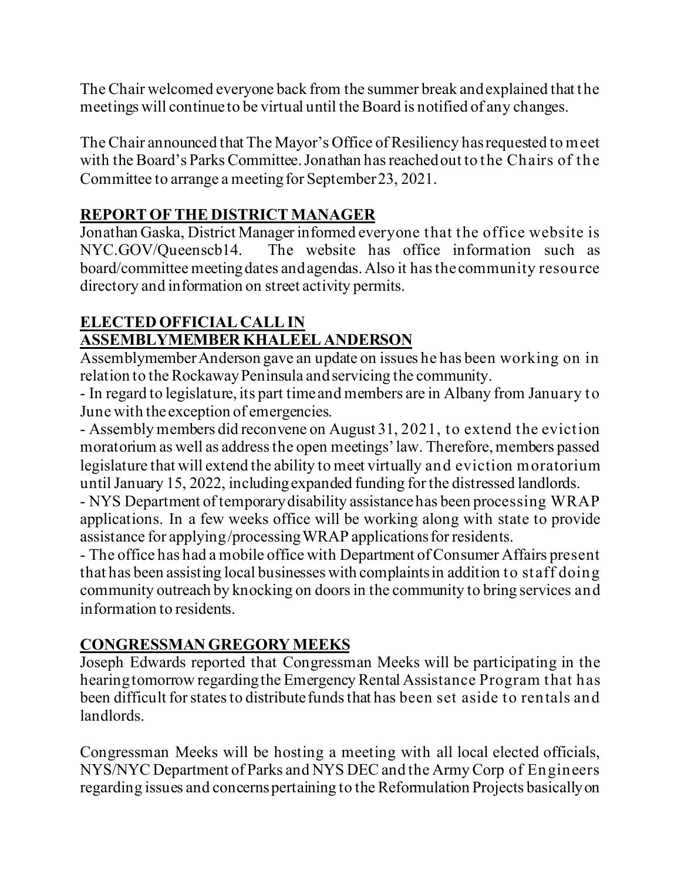The Chair welcomed everyone back from the summer break and explained that the meetings will continue to be virtual until the Board is notified of any changes.

The Chair announced that The Mayor's Office of Resiliency has requested to meet with the Board's Parks Committee. Jonathan has reached out to the Chairs of the Committee to arrange a meeting for September 23, 2021.

**REPORT OF THE DISTRICT MANAGER**

Jonathan Gaska, District Manager informed everyone that the office website is NYC.GOV/Queenscb14. The website has office information such as board/committee meeting dates and agendas. Also it has the community resource directory and information on street activity permits.

**ELECTED OFFICIAL CALL IN**
**ASSEMBLYMEMBER KHALEEL ANDERSON**

Assemblymember Anderson gave an update on issues he has been working on in relation to the Rockaway Peninsula and servicing the community.

- In regard to legislature, its part time and members are in Albany from January to June with the exception of emergencies.
- Assembly members did reconvene on August 31, 2021, to extend the eviction moratorium as well as address the open meetings' law. Therefore, members passed legislature that will extend the ability to meet virtually and eviction moratorium until January 15, 2022, including expanded funding for the distressed landlords.
- NYS Department of temporary disability assistance has been processing WRAP applications. In a few weeks office will be working along with state to provide assistance for applying/processing WRAP applications for residents.
- The office has had a mobile office with Department of Consumer Affairs present that has been assisting local businesses with complaints in addition to staff doing community outreach by knocking on doors in the community to bring services and information to residents.

**CONGRESSMAN GREGORY MEEKS**

Joseph Edwards reported that Congressman Meeks will be participating in the hearing tomorrow regarding the Emergency Rental Assistance Program that has been difficult for states to distribute funds that has been set aside to rentals and landlords.

Congressman Meeks will be hosting a meeting with all local elected officials, NYS/NYC Department of Parks and NYS DEC and the Army Corp of Engineers regarding issues and concerns pertaining to the Reformulation Projects basically on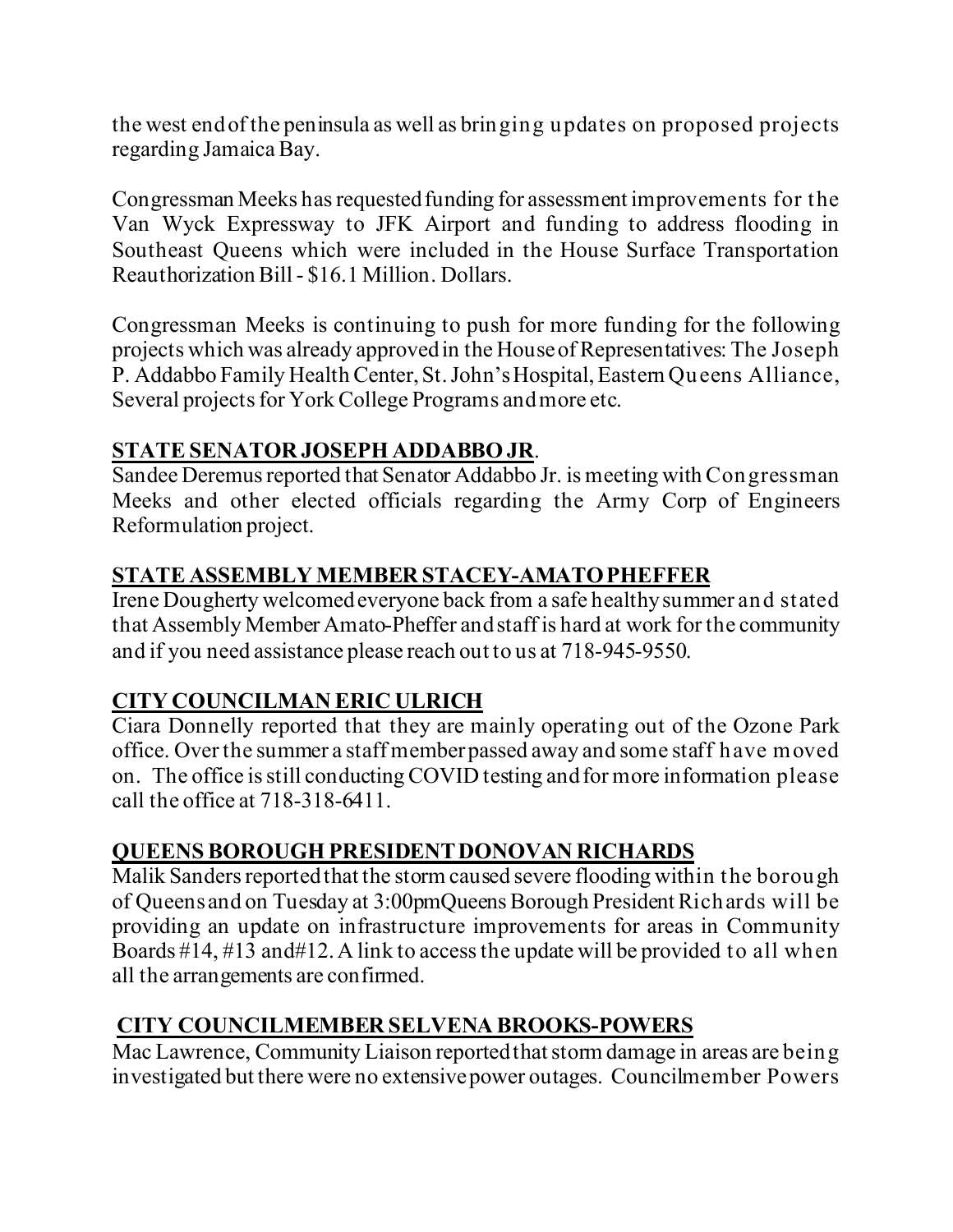the west end of the peninsula as well as bringing updates on proposed projects regarding Jamaica Bay.

Congressman Meeks has requested funding for assessment improvements for the Van Wyck Expressway to JFK Airport and funding to address flooding in Southeast Queens which were included in the House Surface Transportation Reauthorization Bill - $16.1 Million. Dollars.

Congressman Meeks is continuing to push for more funding for the following projects which was already approved in the House of Representatives: The Joseph P. Addabbo Family Health Center, St. John's Hospital, Eastern Queens Alliance, Several projects for York College Programs and more etc.

**<u>STATE SENATOR JOSEPH ADDABBO JR</u>.**
Sandee Deremus reported that Senator Addabbo Jr. is meeting with Congressman Meeks and other elected officials regarding the Army Corp of Engineers Reformulation project.

**<u>STATE ASSEMBLY MEMBER STACEY-AMATO PHEFFER</u>**
Irene Dougherty welcomed everyone back from a safe healthy summer and stated that Assembly Member Amato-Pheffer and staff is hard at work for the community and if you need assistance please reach out to us at 718-945-9550.

**<u>CITY COUNCILMAN ERIC ULRICH</u>**
Ciara Donnelly reported that they are mainly operating out of the Ozone Park office. Over the summer a staff member passed away and some staff have moved on. The office is still conducting COVID testing and for more information please call the office at 718-318-6411.

**<u>QUEENS BOROUGH PRESIDENT DONOVAN RICHARDS</u>**
Malik Sanders reported that the storm caused severe flooding within the borough of Queens and on Tuesday at 3:00pmQueens Borough President Richards will be providing an update on infrastructure improvements for areas in Community Boards #14, #13 and#12. A link to access the update will be provided to all when all the arrangements are confirmed.

**<u>CITY COUNCILMEMBER SELVENA BROOKS-POWERS</u>**
Mac Lawrence, Community Liaison reported that storm damage in areas are being investigated but there were no extensive power outages. Councilmember Powers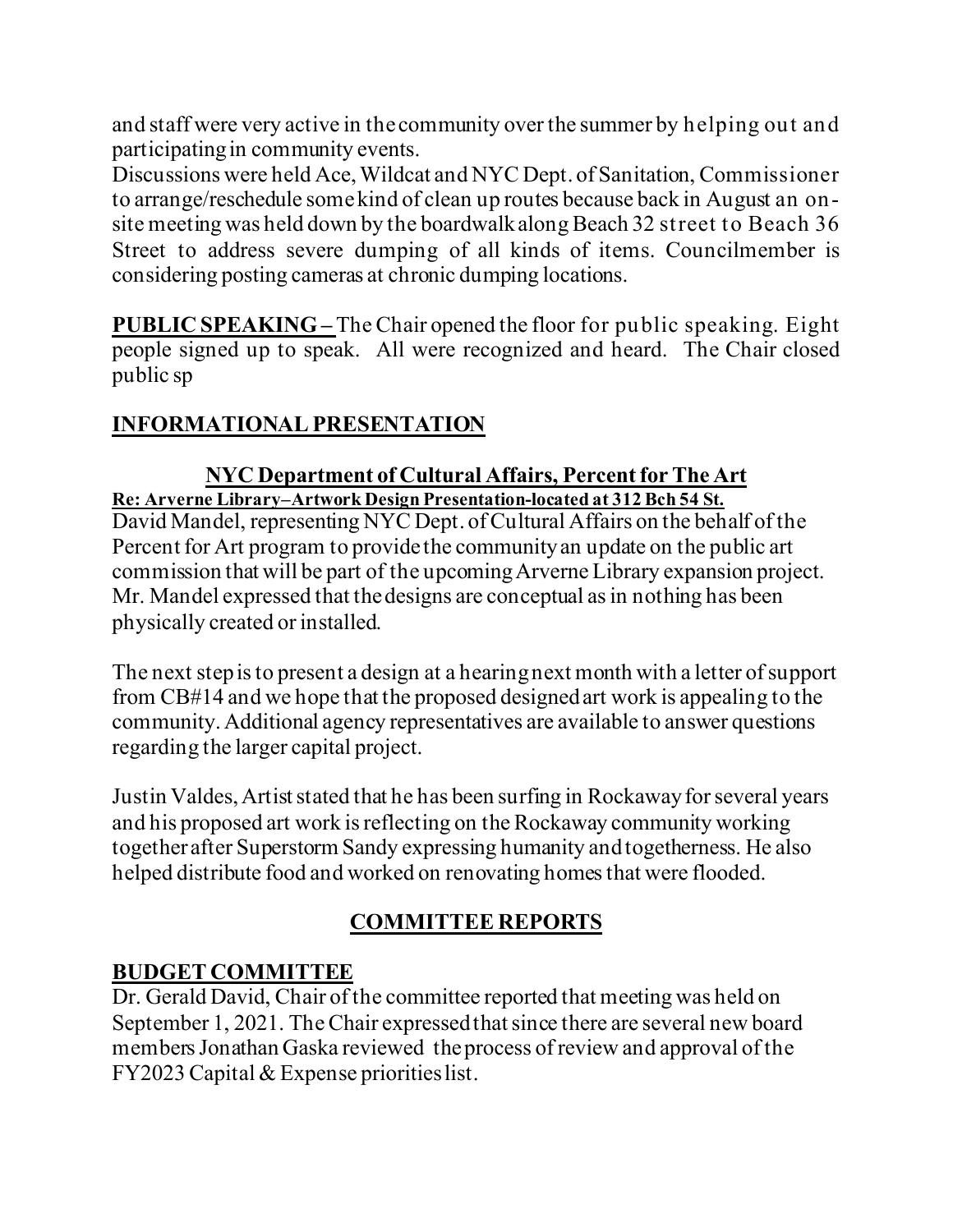and staff were very active in the community over the summer by helping out and participating in community events.

Discussions were held Ace, Wildcat and NYC Dept. of Sanitation, Commissioner to arrange/reschedule some kind of clean up routes because back in August an on-site meeting was held down by the boardwalk along Beach 32 street to Beach 36 Street to address severe dumping of all kinds of items. Councilmember is considering posting cameras at chronic dumping locations.

**PUBLIC SPEAKING –** The Chair opened the floor for public speaking. Eight people signed up to speak. All were recognized and heard. The Chair closed public sp

## INFORMATIONAL PRESENTATION

### NYC Department of Cultural Affairs, Percent for The Art

**Re: Arverne Library–Artwork Design Presentation-located at 312 Bch 54 St.**

David Mandel, representing NYC Dept. of Cultural Affairs on the behalf of the Percent for Art program to provide the community an update on the public art commission that will be part of the upcoming Arverne Library expansion project. Mr. Mandel expressed that the designs are conceptual as in nothing has been physically created or installed.

The next step is to present a design at a hearing next month with a letter of support from CB#14 and we hope that the proposed designed art work is appealing to the community. Additional agency representatives are available to answer questions regarding the larger capital project.

Justin Valdes, Artist stated that he has been surfing in Rockaway for several years and his proposed art work is reflecting on the Rockaway community working together after Superstorm Sandy expressing humanity and togetherness. He also helped distribute food and worked on renovating homes that were flooded.

## COMMITTEE REPORTS

### BUDGET COMMITTEE

Dr. Gerald David, Chair of the committee reported that meeting was held on September 1, 2021. The Chair expressed that since there are several new board members Jonathan Gaska reviewed the process of review and approval of the FY2023 Capital & Expense priorities list.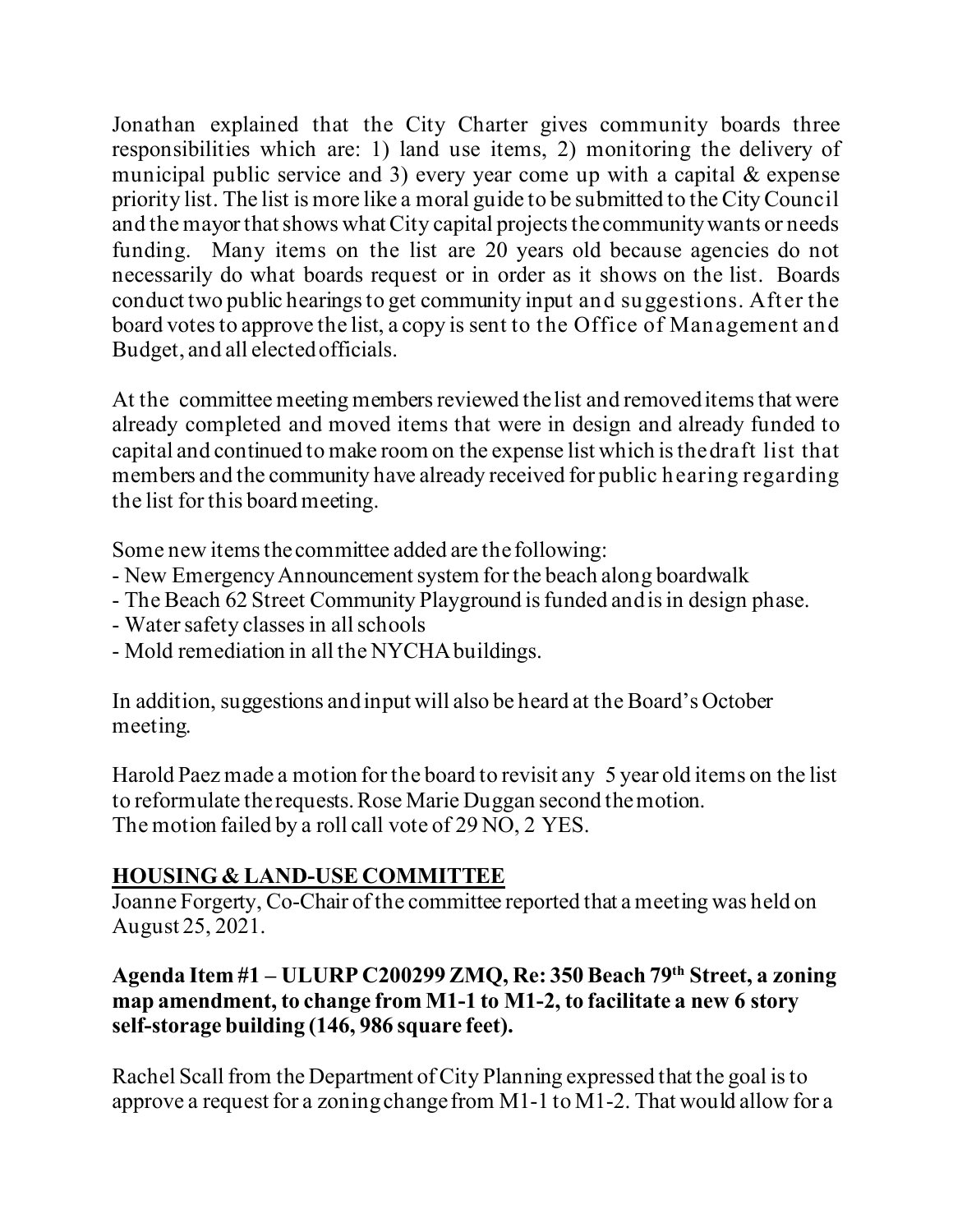Jonathan explained that the City Charter gives community boards three responsibilities which are: 1) land use items, 2) monitoring the delivery of municipal public service and 3) every year come up with a capital & expense priority list. The list is more like a moral guide to be submitted to the City Council and the mayor that shows what City capital projects the community wants or needs funding. Many items on the list are 20 years old because agencies do not necessarily do what boards request or in order as it shows on the list. Boards conduct two public hearings to get community input and suggestions. After the board votes to approve the list, a copy is sent to the Office of Management and Budget, and all elected officials.

At the committee meeting members reviewed the list and removed items that were already completed and moved items that were in design and already funded to capital and continued to make room on the expense list which is the draft list that members and the community have already received for public hearing regarding the list for this board meeting.

Some new items the committee added are the following:

- New Emergency Announcement system for the beach along boardwalk
- The Beach 62 Street Community Playground is funded and is in design phase.
- Water safety classes in all schools
- Mold remediation in all the NYCHA buildings.

In addition, suggestions and input will also be heard at the Board's October meeting.

Harold Paez made a motion for the board to revisit any 5 year old items on the list to reformulate the requests. Rose Marie Duggan second the motion.
The motion failed by a roll call vote of 29 NO, 2 YES.

**HOUSING & LAND-USE COMMITTEE**

Joanne Forgerty, Co-Chair of the committee reported that a meeting was held on August 25, 2021.

**Agenda Item #1 – ULURP C200299 ZMQ, Re: 350 Beach 79th Street, a zoning map amendment, to change from M1-1 to M1-2, to facilitate a new 6 story self-storage building (146, 986 square feet).**

Rachel Scall from the Department of City Planning expressed that the goal is to approve a request for a zoning change from M1-1 to M1-2. That would allow for a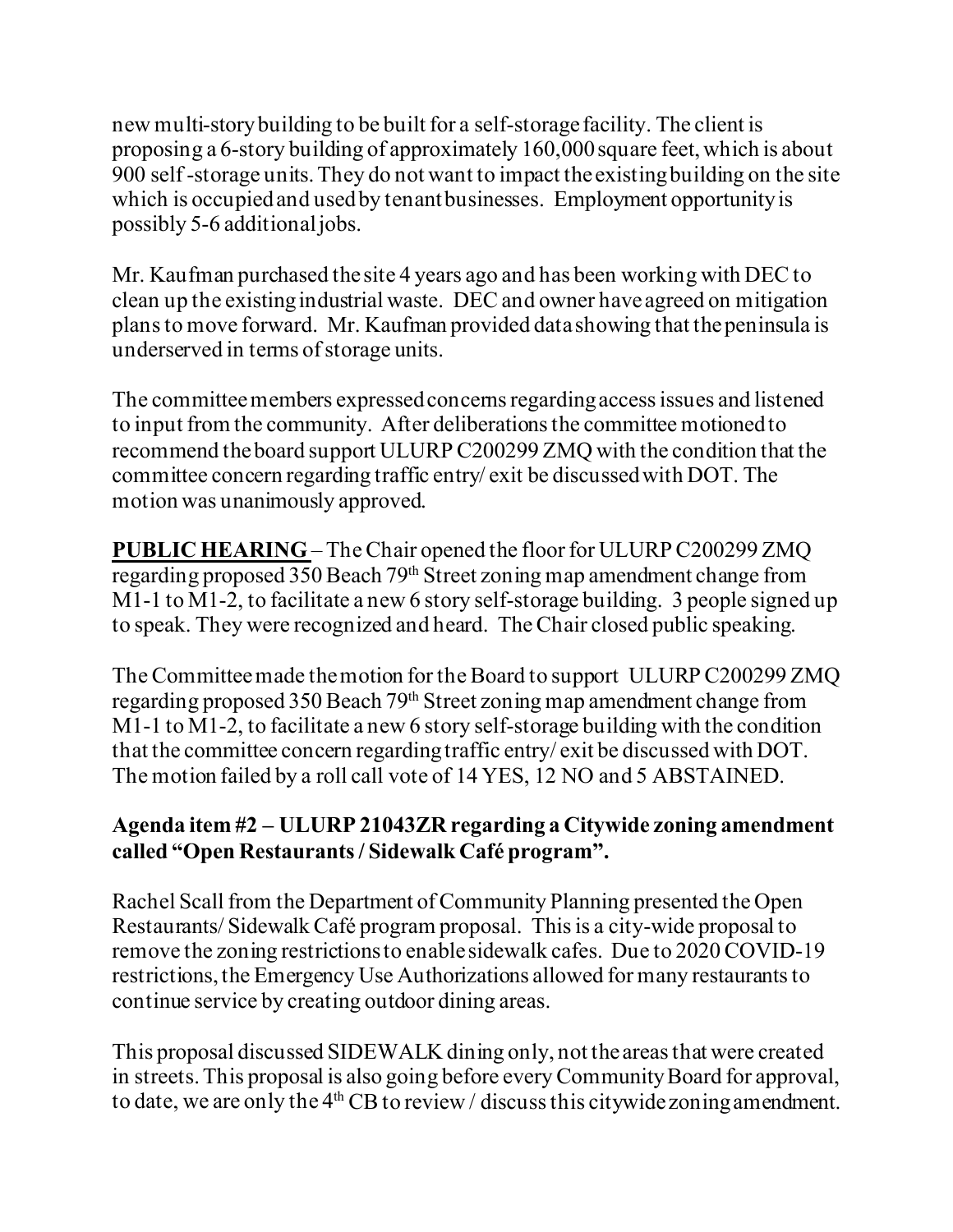new multi-story building to be built for a self-storage facility. The client is proposing a 6-story building of approximately 160,000 square feet, which is about 900 self-storage units. They do not want to impact the existing building on the site which is occupied and used by tenant businesses. Employment opportunity is possibly 5-6 additional jobs.

Mr. Kaufman purchased the site 4 years ago and has been working with DEC to clean up the existing industrial waste. DEC and owner have agreed on mitigation plans to move forward. Mr. Kaufman provided data showing that the peninsula is underserved in terms of storage units.

The committee members expressed concerns regarding access issues and listened to input from the community. After deliberations the committee motioned to recommend the board support ULURP C200299 ZMQ with the condition that the committee concern regarding traffic entry/ exit be discussed with DOT. The motion was unanimously approved.

**PUBLIC HEARING** – The Chair opened the floor for ULURP C200299 ZMQ regarding proposed 350 Beach 79th Street zoning map amendment change from M1-1 to M1-2, to facilitate a new 6 story self-storage building. 3 people signed up to speak. They were recognized and heard. The Chair closed public speaking.

The Committee made the motion for the Board to support ULURP C200299 ZMQ regarding proposed 350 Beach 79th Street zoning map amendment change from M1-1 to M1-2, to facilitate a new 6 story self-storage building with the condition that the committee concern regarding traffic entry/ exit be discussed with DOT. The motion failed by a roll call vote of 14 YES, 12 NO and 5 ABSTAINED.

**Agenda item #2 – ULURP 21043ZR regarding a Citywide zoning amendment called "Open Restaurants / Sidewalk Café program".**

Rachel Scall from the Department of Community Planning presented the Open Restaurants/ Sidewalk Café program proposal. This is a city-wide proposal to remove the zoning restrictions to enable sidewalk cafes. Due to 2020 COVID-19 restrictions, the Emergency Use Authorizations allowed for many restaurants to continue service by creating outdoor dining areas.

This proposal discussed SIDEWALK dining only, not the areas that were created in streets. This proposal is also going before every Community Board for approval, to date, we are only the 4th CB to review / discuss this citywide zoning amendment.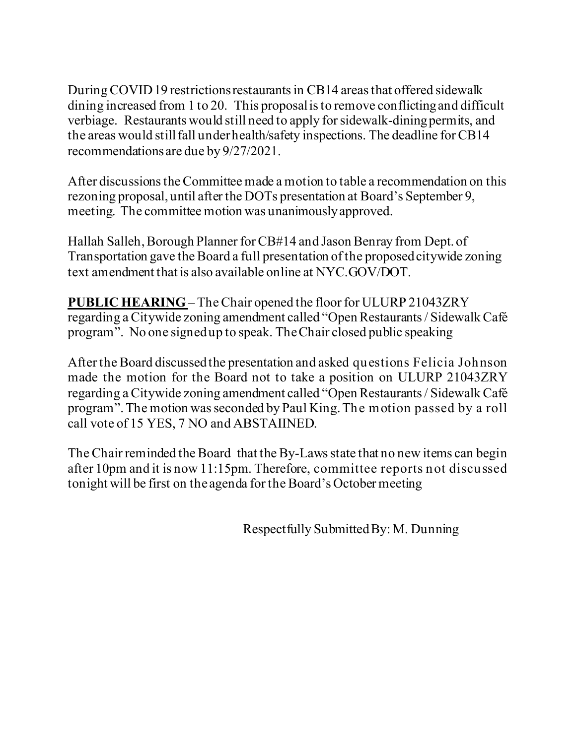During COVID 19 restrictions restaurants in CB14 areas that offered sidewalk dining increased from 1 to 20. This proposal is to remove conflicting and difficult verbiage. Restaurants would still need to apply for sidewalk-dining permits, and the areas would still fall under health/safety inspections. The deadline for CB14 recommendations are due by 9/27/2021.

After discussions the Committee made a motion to table a recommendation on this rezoning proposal, until after the DOTs presentation at Board's September 9, meeting. The committee motion was unanimously approved.

Hallah Salleh, Borough Planner for CB#14 and Jason Benray from Dept. of Transportation gave the Board a full presentation of the proposed citywide zoning text amendment that is also available online at NYC.GOV/DOT.

**PUBLIC HEARING** – The Chair opened the floor for ULURP 21043ZRY regarding a Citywide zoning amendment called "Open Restaurants / Sidewalk Café program". No one signed up to speak. The Chair closed public speaking

After the Board discussed the presentation and asked questions Felicia Johnson made the motion for the Board not to take a position on ULURP 21043ZRY regarding a Citywide zoning amendment called "Open Restaurants / Sidewalk Café program". The motion was seconded by Paul King. The motion passed by a roll call vote of 15 YES, 7 NO and ABSTAIINED.

The Chair reminded the Board that the By-Laws state that no new items can begin after 10pm and it is now 11:15pm. Therefore, committee reports not discussed tonight will be first on the agenda for the Board's October meeting

Respectfully Submitted By: M. Dunning